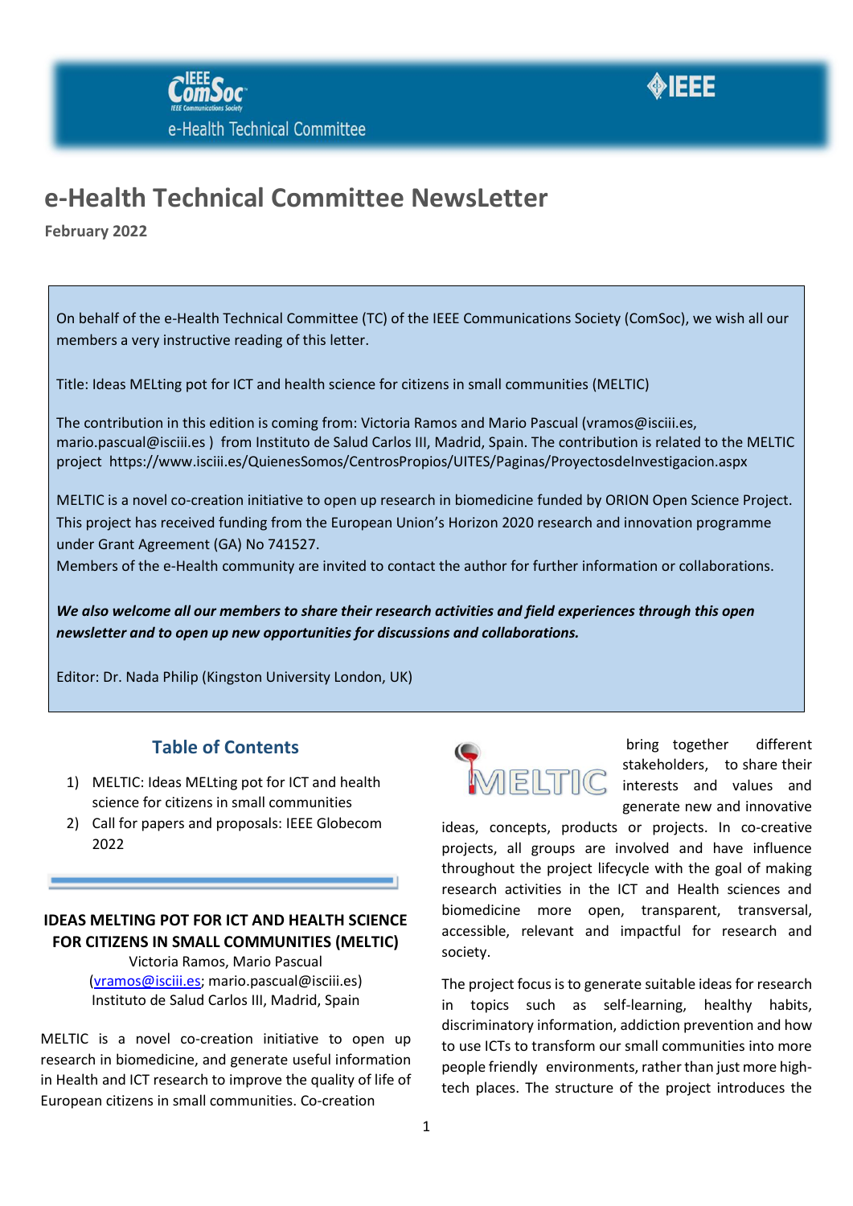# e-Health Technical Committee NewsLetter

**February 2022**

On behalf of the e-Health Technical Committee (TC) of the IEEE Communications Society (ComSoc), we wish all our members a very instructive reading of this letter.

Title: Ideas MELting pot for ICT and health science for citizens in small communities (MELTIC)

The contribution in this edition is coming from: Victoria Ramos and Mario Pascual (vramos@isciii.es, mario.pascual@isciii.es ) from Instituto de Salud Carlos III, Madrid, Spain. The contribution is related to the MELTIC project https://www.isciii.es/QuienesSomos/CentrosPropios/UITES/Paginas/ProyectosdeInvestigacion.aspx

MELTIC is a novel co-creation initiative to open up research in biomedicine funded by ORION Open Science Project. This project has received funding from the European Union's Horizon 2020 research and innovation programme under Grant Agreement (GA) No 741527.
Members of the e-Health community are invited to contact the author for further information or collaborations.

***We also welcome all our members to share their research activities and field experiences through this open newsletter and to open up new opportunities for discussions and collaborations.***

Editor: Dr. Nada Philip (Kingston University London, UK)

## Table of Contents

1) MELTIC: Ideas MELting pot for ICT and health science for citizens in small communities
2) Call for papers and proposals: IEEE Globecom 2022

## IDEAS MELTING POT FOR ICT AND HEALTH SCIENCE FOR CITIZENS IN SMALL COMMUNITIES (MELTIC)

Victoria Ramos, Mario Pascual
(vramos@isciii.es; mario.pascual@isciii.es)
Instituto de Salud Carlos III, Madrid, Spain

MELTIC is a novel co-creation initiative to open up research in biomedicine, and generate useful information in Health and ICT research to improve the quality of life of European citizens in small communities. Co-creation bring together different stakeholders, to share their interests and values and generate new and innovative ideas, concepts, products or projects. In co-creative projects, all groups are involved and have influence throughout the project lifecycle with the goal of making research activities in the ICT and Health sciences and biomedicine more open, transparent, transversal, accessible, relevant and impactful for research and society.

The project focus is to generate suitable ideas for research in topics such as self-learning, healthy habits, discriminatory information, addiction prevention and how to use ICTs to transform our small communities into more people friendly environments, rather than just more high-tech places. The structure of the project introduces the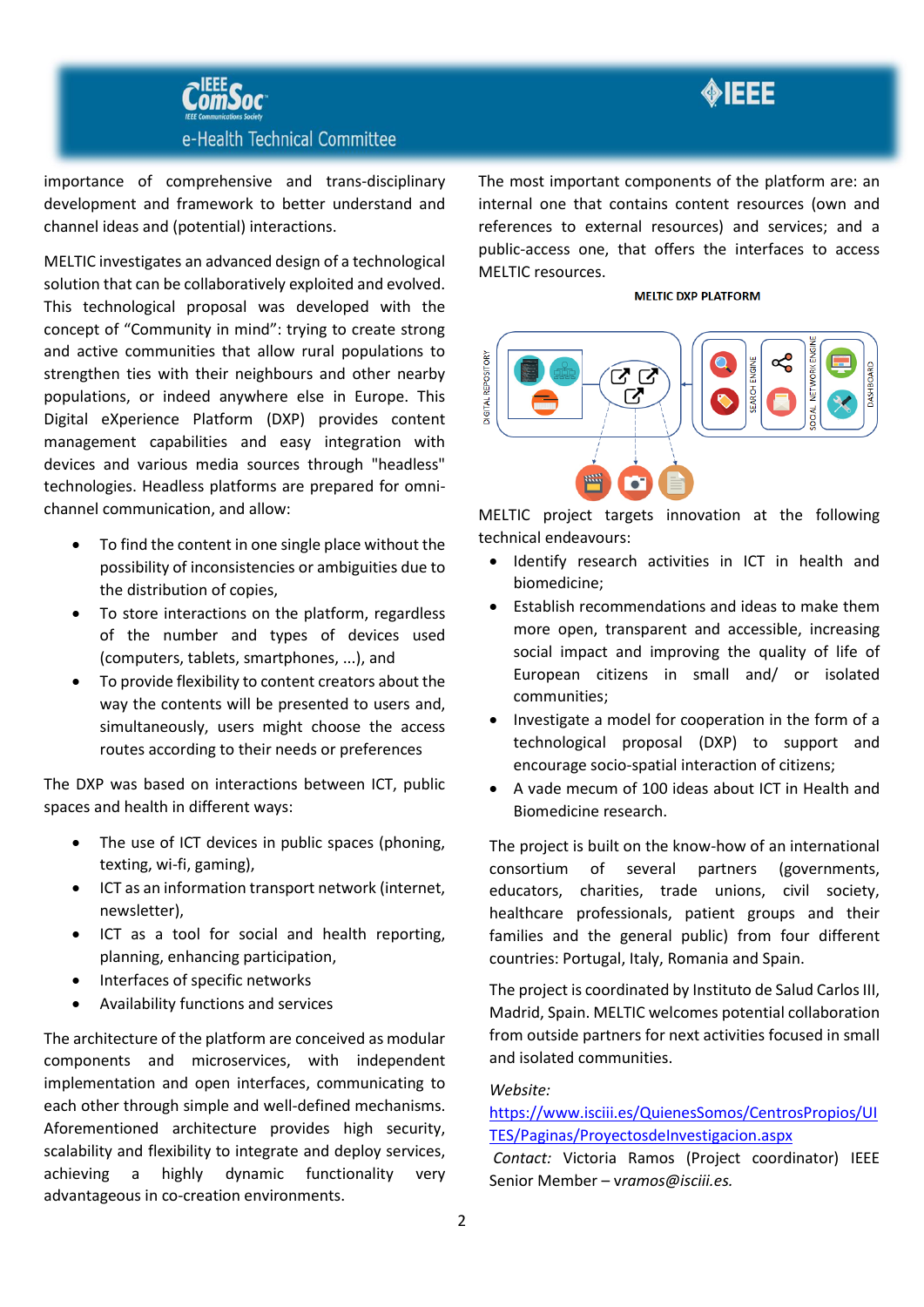importance of comprehensive and trans-disciplinary development and framework to better understand and channel ideas and (potential) interactions.

MELTIC investigates an advanced design of a technological solution that can be collaboratively exploited and evolved. This technological proposal was developed with the concept of "Community in mind": trying to create strong and active communities that allow rural populations to strengthen ties with their neighbours and other nearby populations, or indeed anywhere else in Europe. This Digital eXperience Platform (DXP) provides content management capabilities and easy integration with devices and various media sources through "headless" technologies. Headless platforms are prepared for omni-channel communication, and allow:

- To find the content in one single place without the possibility of inconsistencies or ambiguities due to the distribution of copies,
- To store interactions on the platform, regardless of the number and types of devices used (computers, tablets, smartphones, ...), and
- To provide flexibility to content creators about the way the contents will be presented to users and, simultaneously, users might choose the access routes according to their needs or preferences

The DXP was based on interactions between ICT, public spaces and health in different ways:

- The use of ICT devices in public spaces (phoning, texting, wi-fi, gaming),
- ICT as an information transport network (internet, newsletter),
- ICT as a tool for social and health reporting, planning, enhancing participation,
- Interfaces of specific networks
- Availability functions and services

The architecture of the platform are conceived as modular components and microservices, with independent implementation and open interfaces, communicating to each other through simple and well-defined mechanisms. Aforementioned architecture provides high security, scalability and flexibility to integrate and deploy services, achieving a highly dynamic functionality very advantageous in co-creation environments.

The most important components of the platform are: an internal one that contains content resources (own and references to external resources) and services; and a public-access one, that offers the interfaces to access MELTIC resources.

MELTIC DXP PLATFORM

DIGITAL REPOSITORY

SEARCH ENGINE

SOCIAL NETWORK ENGINE

DASHBOARD

MELTIC project targets innovation at the following technical endeavours:

- Identify research activities in ICT in health and biomedicine;
- Establish recommendations and ideas to make them more open, transparent and accessible, increasing social impact and improving the quality of life of European citizens in small and/ or isolated communities;
- Investigate a model for cooperation in the form of a technological proposal (DXP) to support and encourage socio-spatial interaction of citizens;
- A vade mecum of 100 ideas about ICT in Health and Biomedicine research.

The project is built on the know-how of an international consortium of several partners (governments, educators, charities, trade unions, civil society, healthcare professionals, patient groups and their families and the general public) from four different countries: Portugal, Italy, Romania and Spain.

The project is coordinated by Instituto de Salud Carlos III, Madrid, Spain. MELTIC welcomes potential collaboration from outside partners for next activities focused in small and isolated communities.

*Website:*
https://www.isciii.es/QuienesSomos/CentrosPropios/UITES/Paginas/ProyectosdeInvestigacion.aspx

*Contact:* Victoria Ramos (Project coordinator) IEEE Senior Member – v*ramos@isciii.es.*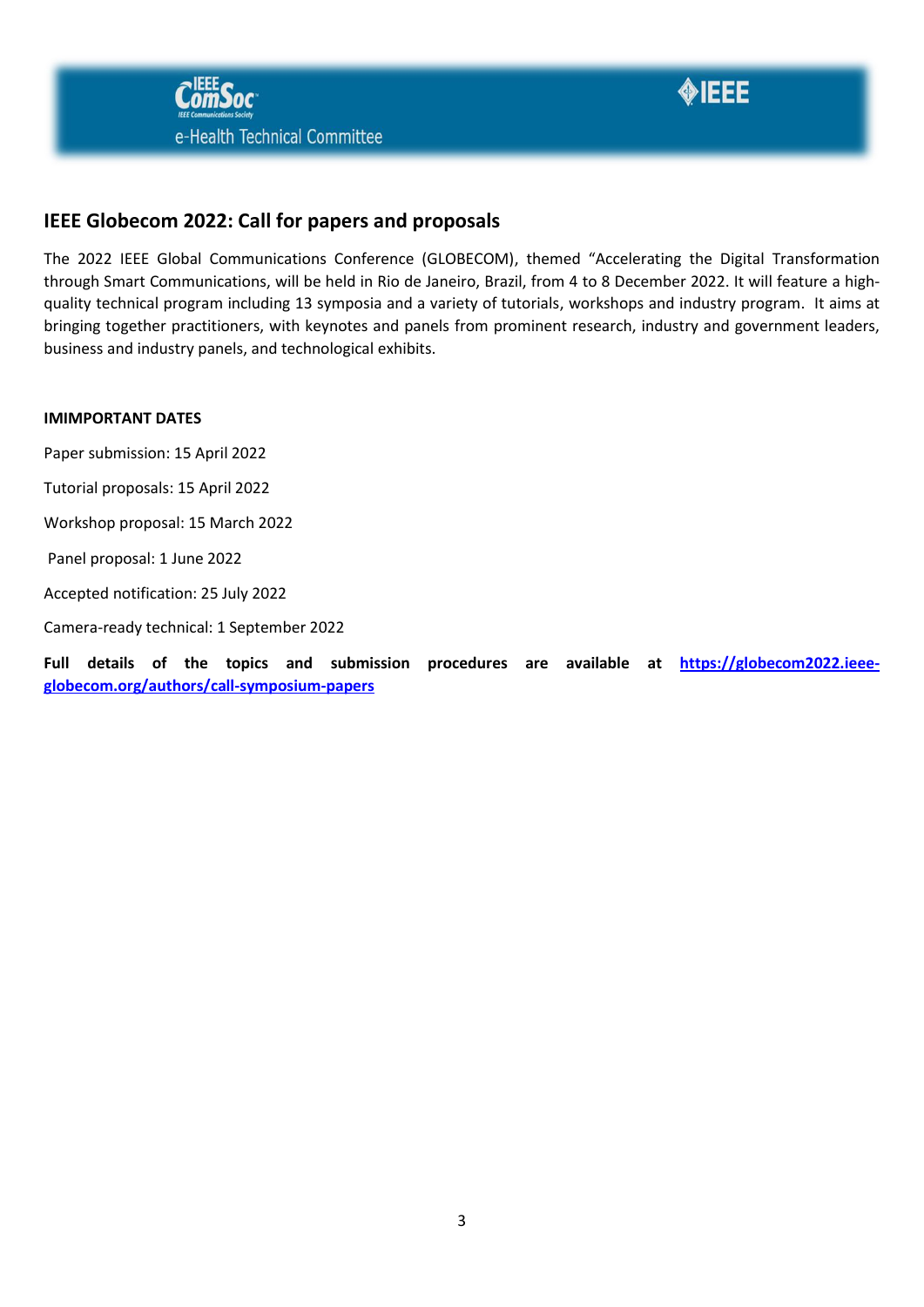## IEEE Globecom 2022: Call for papers and proposals

The 2022 IEEE Global Communications Conference (GLOBECOM), themed "Accelerating the Digital Transformation through Smart Communications, will be held in Rio de Janeiro, Brazil, from 4 to 8 December 2022. It will feature a high-quality technical program including 13 symposia and a variety of tutorials, workshops and industry program. It aims at bringing together practitioners, with keynotes and panels from prominent research, industry and government leaders, business and industry panels, and technological exhibits.

**IMIMPORTANT DATES**

Paper submission: 15 April 2022

Tutorial proposals: 15 April 2022

Workshop proposal: 15 March 2022

Panel proposal: 1 June 2022

Accepted notification: 25 July 2022

Camera-ready technical: 1 September 2022

**Full details of the topics and submission procedures are available at [https://globecom2022.ieee-globecom.org/authors/call-symposium-papers](https://globecom2022.ieee-globecom.org/authors/call-symposium-papers)**